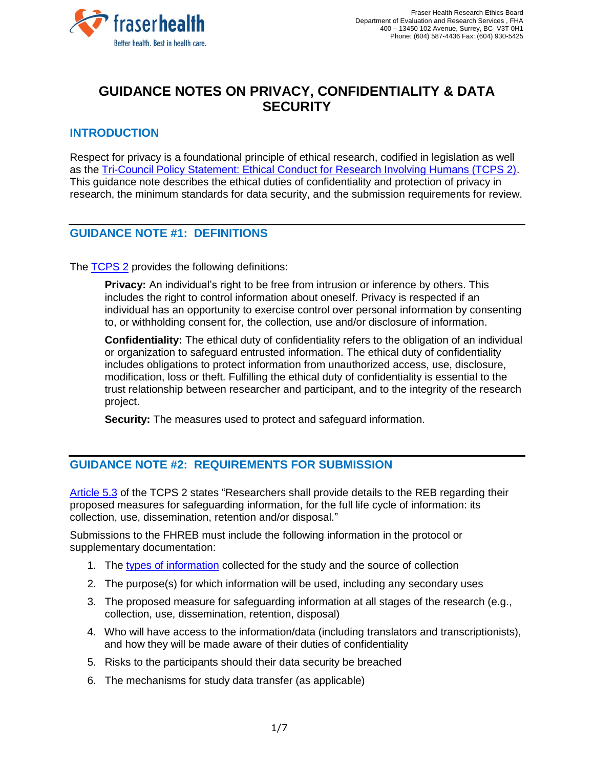Fraser Health Research Ethics Board
Department of Evaluation and Research Services , FHA
400 – 13450 102 Avenue, Surrey, BC V3T 0H1
Phone: (604) 587-4436 Fax: (604) 930-5425

# GUIDANCE NOTES ON PRIVACY, CONFIDENTIALITY & DATA SECURITY

## INTRODUCTION

Respect for privacy is a foundational principle of ethical research, codified in legislation as well as the Tri-Council Policy Statement: Ethical Conduct for Research Involving Humans (TCPS 2). This guidance note describes the ethical duties of confidentiality and protection of privacy in research, the minimum standards for data security, and the submission requirements for review.

## GUIDANCE NOTE #1: DEFINITIONS

The TCPS 2 provides the following definitions:

> **Privacy:** An individual's right to be free from intrusion or inference by others. This includes the right to control information about oneself. Privacy is respected if an individual has an opportunity to exercise control over personal information by consenting to, or withholding consent for, the collection, use and/or disclosure of information.
>
> **Confidentiality:** The ethical duty of confidentiality refers to the obligation of an individual or organization to safeguard entrusted information. The ethical duty of confidentiality includes obligations to protect information from unauthorized access, use, disclosure, modification, loss or theft. Fulfilling the ethical duty of confidentiality is essential to the trust relationship between researcher and participant, and to the integrity of the research project.
>
> **Security:** The measures used to protect and safeguard information.

## GUIDANCE NOTE #2: REQUIREMENTS FOR SUBMISSION

Article 5.3 of the TCPS 2 states "Researchers shall provide details to the REB regarding their proposed measures for safeguarding information, for the full life cycle of information: its collection, use, dissemination, retention and/or disposal."

Submissions to the FHREB must include the following information in the protocol or supplementary documentation:

1. The types of information collected for the study and the source of collection
2. The purpose(s) for which information will be used, including any secondary uses
3. The proposed measure for safeguarding information at all stages of the research (e.g., collection, use, dissemination, retention, disposal)
4. Who will have access to the information/data (including translators and transcriptionists), and how they will be made aware of their duties of confidentiality
5. Risks to the participants should their data security be breached
6. The mechanisms for study data transfer (as applicable)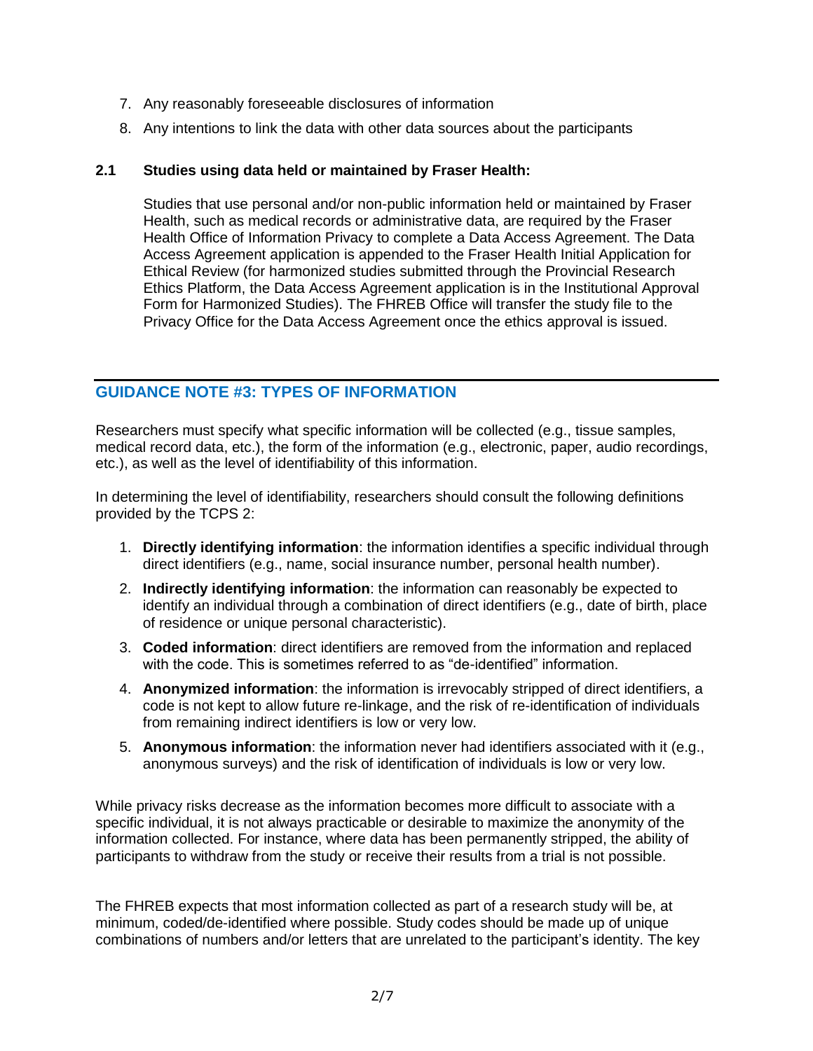7. Any reasonably foreseeable disclosures of information
8. Any intentions to link the data with other data sources about the participants

### 2.1 Studies using data held or maintained by Fraser Health:

Studies that use personal and/or non-public information held or maintained by Fraser Health, such as medical records or administrative data, are required by the Fraser Health Office of Information Privacy to complete a Data Access Agreement. The Data Access Agreement application is appended to the Fraser Health Initial Application for Ethical Review (for harmonized studies submitted through the Provincial Research Ethics Platform, the Data Access Agreement application is in the Institutional Approval Form for Harmonized Studies). The FHREB Office will transfer the study file to the Privacy Office for the Data Access Agreement once the ethics approval is issued.

## GUIDANCE NOTE #3: TYPES OF INFORMATION

Researchers must specify what specific information will be collected (e.g., tissue samples, medical record data, etc.), the form of the information (e.g., electronic, paper, audio recordings, etc.), as well as the level of identifiability of this information.

In determining the level of identifiability, researchers should consult the following definitions provided by the TCPS 2:

1. **Directly identifying information**: the information identifies a specific individual through direct identifiers (e.g., name, social insurance number, personal health number).
2. **Indirectly identifying information**: the information can reasonably be expected to identify an individual through a combination of direct identifiers (e.g., date of birth, place of residence or unique personal characteristic).
3. **Coded information**: direct identifiers are removed from the information and replaced with the code. This is sometimes referred to as "de-identified" information.
4. **Anonymized information**: the information is irrevocably stripped of direct identifiers, a code is not kept to allow future re-linkage, and the risk of re-identification of individuals from remaining indirect identifiers is low or very low.
5. **Anonymous information**: the information never had identifiers associated with it (e.g., anonymous surveys) and the risk of identification of individuals is low or very low.

While privacy risks decrease as the information becomes more difficult to associate with a specific individual, it is not always practicable or desirable to maximize the anonymity of the information collected. For instance, where data has been permanently stripped, the ability of participants to withdraw from the study or receive their results from a trial is not possible.

The FHREB expects that most information collected as part of a research study will be, at minimum, coded/de-identified where possible. Study codes should be made up of unique combinations of numbers and/or letters that are unrelated to the participant's identity. The key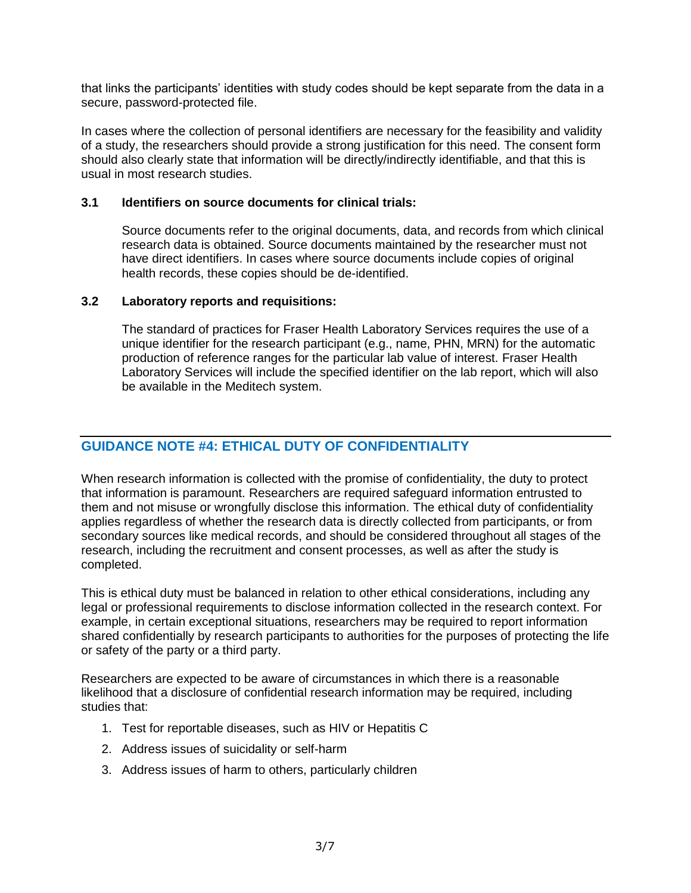that links the participants' identities with study codes should be kept separate from the data in a secure, password-protected file.

In cases where the collection of personal identifiers are necessary for the feasibility and validity of a study, the researchers should provide a strong justification for this need. The consent form should also clearly state that information will be directly/indirectly identifiable, and that this is usual in most research studies.

### 3.1 Identifiers on source documents for clinical trials:

Source documents refer to the original documents, data, and records from which clinical research data is obtained. Source documents maintained by the researcher must not have direct identifiers. In cases where source documents include copies of original health records, these copies should be de-identified.

### 3.2 Laboratory reports and requisitions:

The standard of practices for Fraser Health Laboratory Services requires the use of a unique identifier for the research participant (e.g., name, PHN, MRN) for the automatic production of reference ranges for the particular lab value of interest. Fraser Health Laboratory Services will include the specified identifier on the lab report, which will also be available in the Meditech system.

## GUIDANCE NOTE #4: ETHICAL DUTY OF CONFIDENTIALITY

When research information is collected with the promise of confidentiality, the duty to protect that information is paramount. Researchers are required safeguard information entrusted to them and not misuse or wrongfully disclose this information. The ethical duty of confidentiality applies regardless of whether the research data is directly collected from participants, or from secondary sources like medical records, and should be considered throughout all stages of the research, including the recruitment and consent processes, as well as after the study is completed.

This is ethical duty must be balanced in relation to other ethical considerations, including any legal or professional requirements to disclose information collected in the research context. For example, in certain exceptional situations, researchers may be required to report information shared confidentially by research participants to authorities for the purposes of protecting the life or safety of the party or a third party.

Researchers are expected to be aware of circumstances in which there is a reasonable likelihood that a disclosure of confidential research information may be required, including studies that:

1. Test for reportable diseases, such as HIV or Hepatitis C
2. Address issues of suicidality or self-harm
3. Address issues of harm to others, particularly children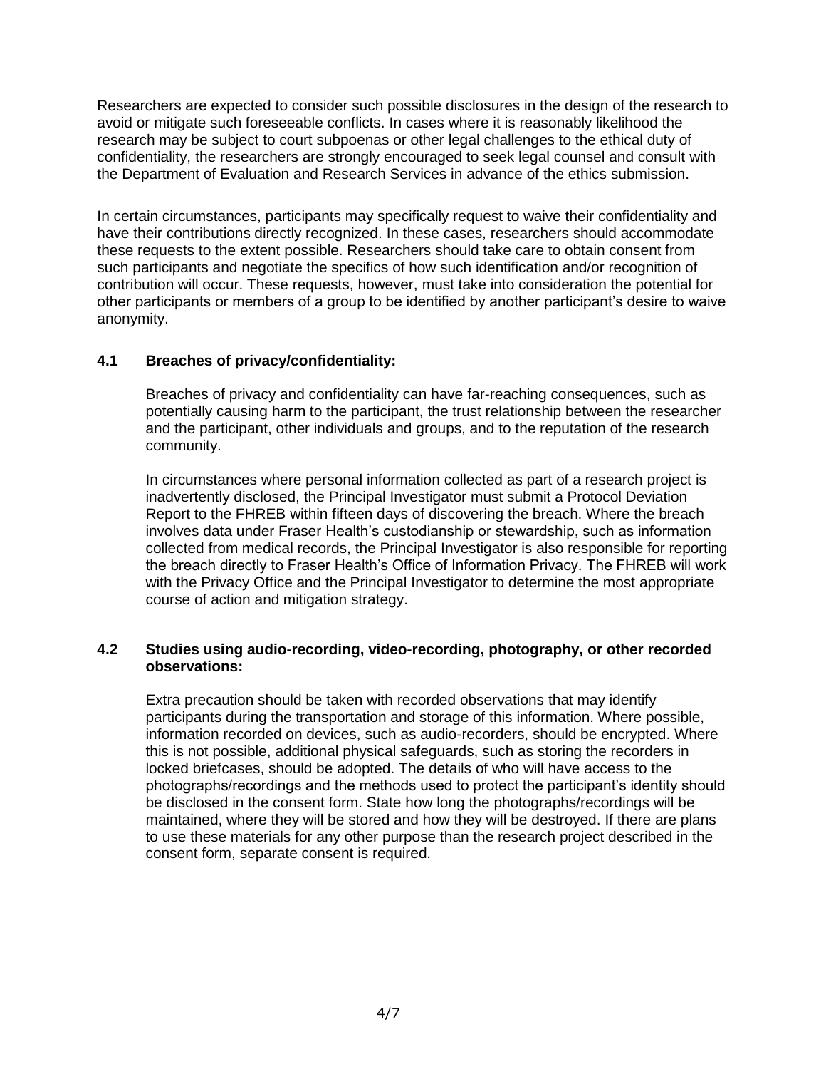Researchers are expected to consider such possible disclosures in the design of the research to avoid or mitigate such foreseeable conflicts. In cases where it is reasonably likelihood the research may be subject to court subpoenas or other legal challenges to the ethical duty of confidentiality, the researchers are strongly encouraged to seek legal counsel and consult with the Department of Evaluation and Research Services in advance of the ethics submission.

In certain circumstances, participants may specifically request to waive their confidentiality and have their contributions directly recognized. In these cases, researchers should accommodate these requests to the extent possible. Researchers should take care to obtain consent from such participants and negotiate the specifics of how such identification and/or recognition of contribution will occur. These requests, however, must take into consideration the potential for other participants or members of a group to be identified by another participant's desire to waive anonymity.

### 4.1 Breaches of privacy/confidentiality:

Breaches of privacy and confidentiality can have far-reaching consequences, such as potentially causing harm to the participant, the trust relationship between the researcher and the participant, other individuals and groups, and to the reputation of the research community.

In circumstances where personal information collected as part of a research project is inadvertently disclosed, the Principal Investigator must submit a Protocol Deviation Report to the FHREB within fifteen days of discovering the breach. Where the breach involves data under Fraser Health's custodianship or stewardship, such as information collected from medical records, the Principal Investigator is also responsible for reporting the breach directly to Fraser Health's Office of Information Privacy. The FHREB will work with the Privacy Office and the Principal Investigator to determine the most appropriate course of action and mitigation strategy.

### 4.2 Studies using audio-recording, video-recording, photography, or other recorded observations:

Extra precaution should be taken with recorded observations that may identify participants during the transportation and storage of this information. Where possible, information recorded on devices, such as audio-recorders, should be encrypted. Where this is not possible, additional physical safeguards, such as storing the recorders in locked briefcases, should be adopted. The details of who will have access to the photographs/recordings and the methods used to protect the participant's identity should be disclosed in the consent form. State how long the photographs/recordings will be maintained, where they will be stored and how they will be destroyed. If there are plans to use these materials for any other purpose than the research project described in the consent form, separate consent is required.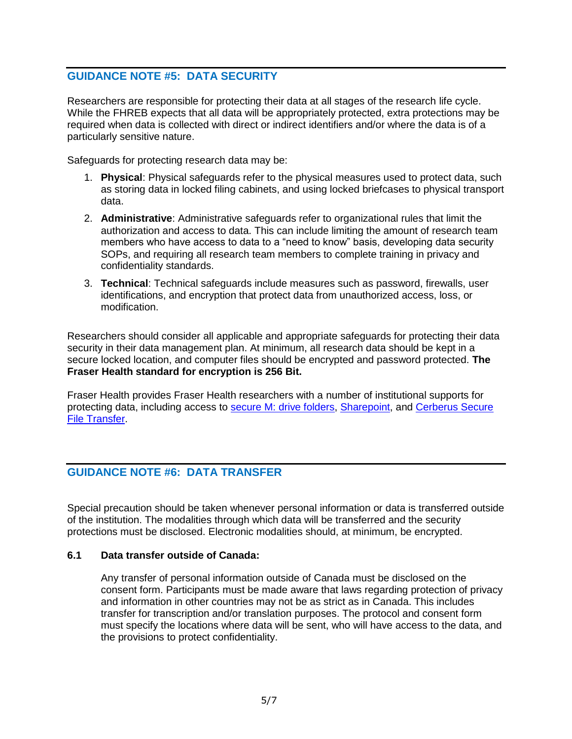## GUIDANCE NOTE #5: DATA SECURITY

Researchers are responsible for protecting their data at all stages of the research life cycle. While the FHREB expects that all data will be appropriately protected, extra protections may be required when data is collected with direct or indirect identifiers and/or where the data is of a particularly sensitive nature.

Safeguards for protecting research data may be:

1. **Physical**: Physical safeguards refer to the physical measures used to protect data, such as storing data in locked filing cabinets, and using locked briefcases to physical transport data.
2. **Administrative**: Administrative safeguards refer to organizational rules that limit the authorization and access to data. This can include limiting the amount of research team members who have access to data to a "need to know" basis, developing data security SOPs, and requiring all research team members to complete training in privacy and confidentiality standards.
3. **Technical**: Technical safeguards include measures such as password, firewalls, user identifications, and encryption that protect data from unauthorized access, loss, or modification.

Researchers should consider all applicable and appropriate safeguards for protecting their data security in their data management plan. At minimum, all research data should be kept in a secure locked location, and computer files should be encrypted and password protected. **The Fraser Health standard for encryption is 256 Bit.**

Fraser Health provides Fraser Health researchers with a number of institutional supports for protecting data, including access to secure M: drive folders, Sharepoint, and Cerberus Secure File Transfer.

## GUIDANCE NOTE #6: DATA TRANSFER

Special precaution should be taken whenever personal information or data is transferred outside of the institution. The modalities through which data will be transferred and the security protections must be disclosed. Electronic modalities should, at minimum, be encrypted.

### 6.1 Data transfer outside of Canada:

Any transfer of personal information outside of Canada must be disclosed on the consent form. Participants must be made aware that laws regarding protection of privacy and information in other countries may not be as strict as in Canada. This includes transfer for transcription and/or translation purposes. The protocol and consent form must specify the locations where data will be sent, who will have access to the data, and the provisions to protect confidentiality.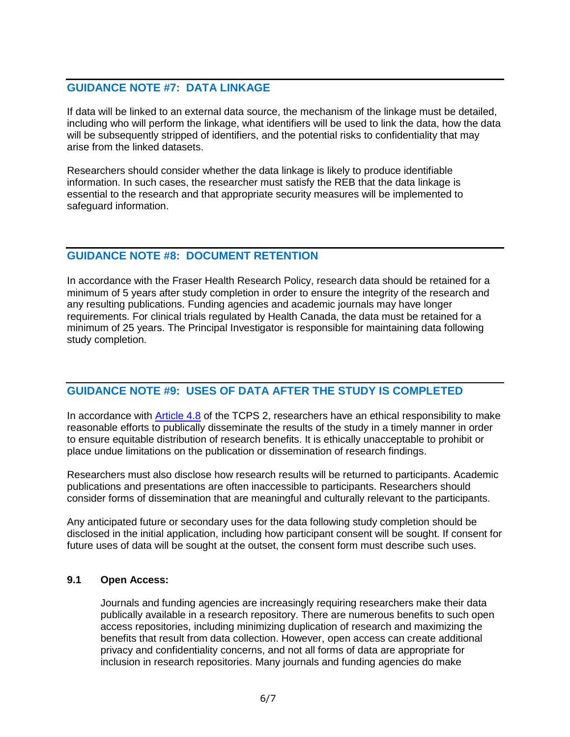## GUIDANCE NOTE #7: DATA LINKAGE

If data will be linked to an external data source, the mechanism of the linkage must be detailed, including who will perform the linkage, what identifiers will be used to link the data, how the data will be subsequently stripped of identifiers, and the potential risks to confidentiality that may arise from the linked datasets.

Researchers should consider whether the data linkage is likely to produce identifiable information. In such cases, the researcher must satisfy the REB that the data linkage is essential to the research and that appropriate security measures will be implemented to safeguard information.

## GUIDANCE NOTE #8: DOCUMENT RETENTION

In accordance with the Fraser Health Research Policy, research data should be retained for a minimum of 5 years after study completion in order to ensure the integrity of the research and any resulting publications. Funding agencies and academic journals may have longer requirements. For clinical trials regulated by Health Canada, the data must be retained for a minimum of 25 years. The Principal Investigator is responsible for maintaining data following study completion.

## GUIDANCE NOTE #9: USES OF DATA AFTER THE STUDY IS COMPLETED

In accordance with [Article 4.8] of the TCPS 2, researchers have an ethical responsibility to make reasonable efforts to publically disseminate the results of the study in a timely manner in order to ensure equitable distribution of research benefits. It is ethically unacceptable to prohibit or place undue limitations on the publication or dissemination of research findings.

Researchers must also disclose how research results will be returned to participants. Academic publications and presentations are often inaccessible to participants. Researchers should consider forms of dissemination that are meaningful and culturally relevant to the participants.

Any anticipated future or secondary uses for the data following study completion should be disclosed in the initial application, including how participant consent will be sought. If consent for future uses of data will be sought at the outset, the consent form must describe such uses.

### 9.1 Open Access:

Journals and funding agencies are increasingly requiring researchers make their data publically available in a research repository. There are numerous benefits to such open access repositories, including minimizing duplication of research and maximizing the benefits that result from data collection. However, open access can create additional privacy and confidentiality concerns, and not all forms of data are appropriate for inclusion in research repositories. Many journals and funding agencies do make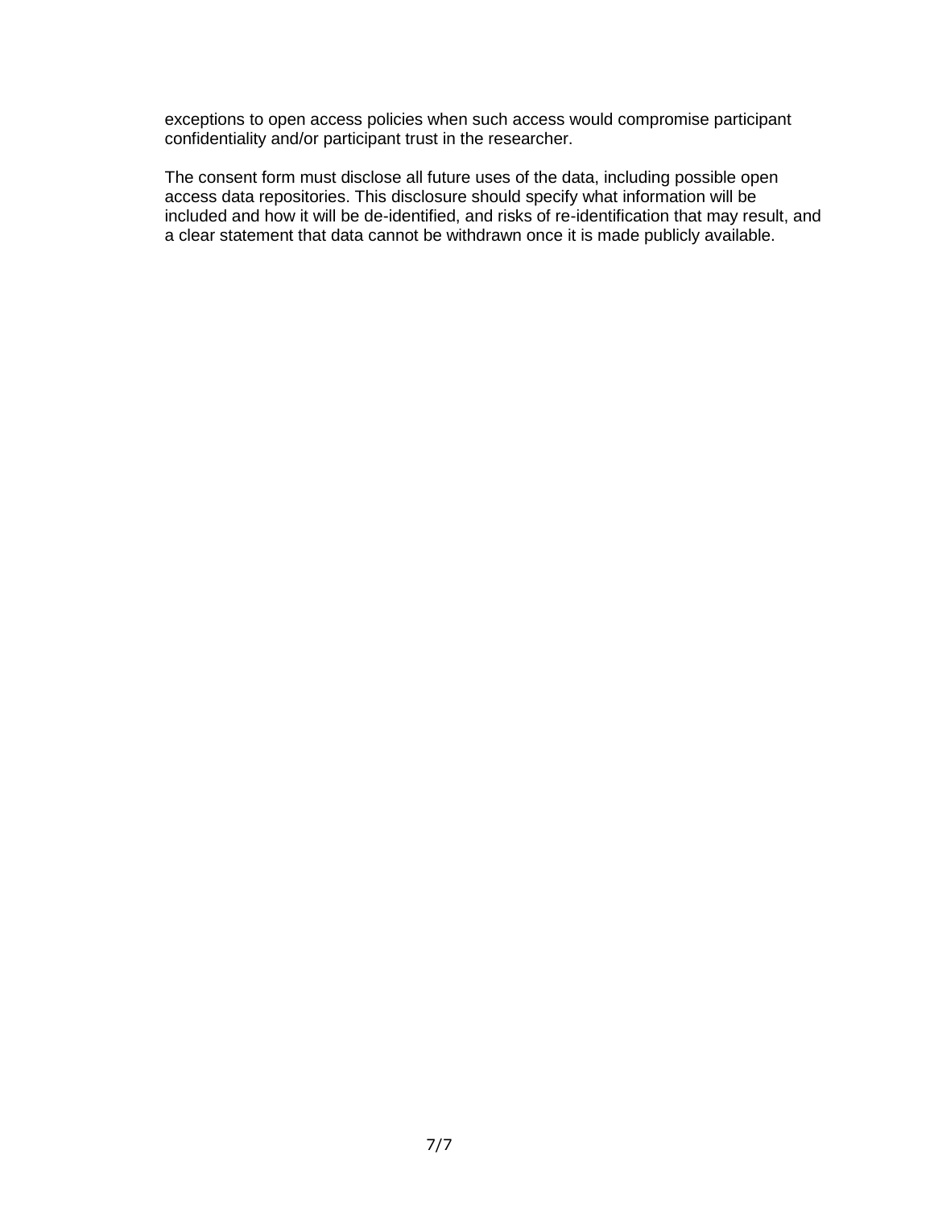exceptions to open access policies when such access would compromise participant confidentiality and/or participant trust in the researcher.

The consent form must disclose all future uses of the data, including possible open access data repositories. This disclosure should specify what information will be included and how it will be de-identified, and risks of re-identification that may result, and a clear statement that data cannot be withdrawn once it is made publicly available.